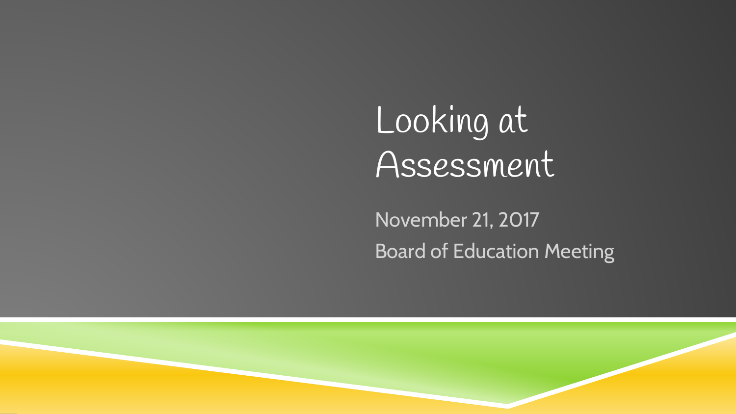# Looking at Assessment

November 21, 2017

Board of Education Meeting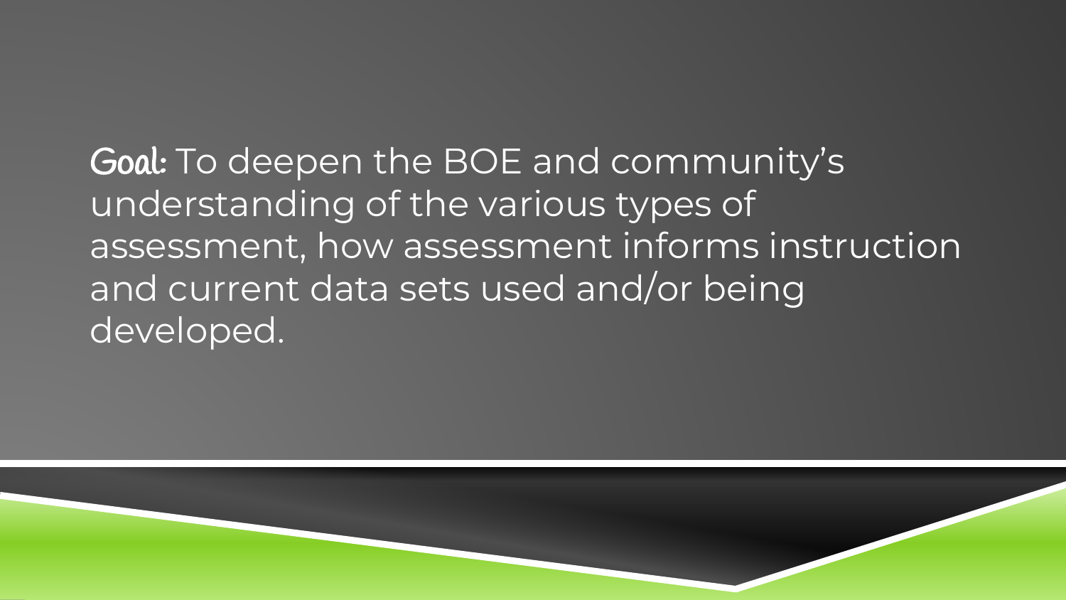*Goal:* To deepen the BOE and community's understanding of the various types of assessment, how assessment informs instruction and current data sets used and/or being developed.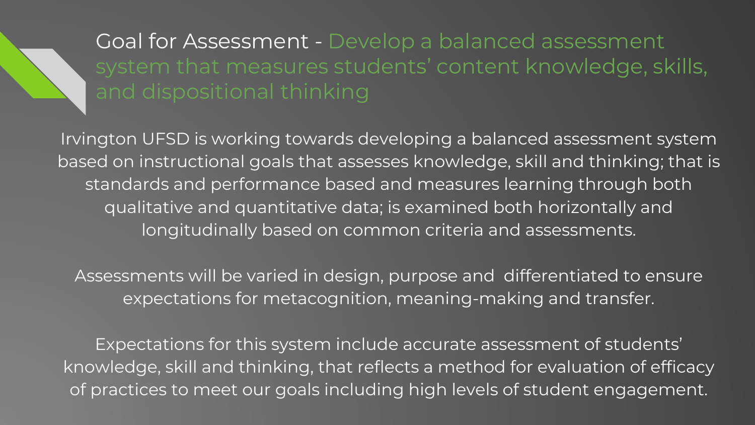# Goal for Assessment - Develop a balanced assessment system that measures students' content knowledge, skills, and dispositional thinking

Irvington UFSD is working towards developing a balanced assessment system based on instructional goals that assesses knowledge, skill and thinking; that is standards and performance based and measures learning through both qualitative and quantitative data; is examined both horizontally and longitudinally based on common criteria and assessments.

Assessments will be varied in design, purpose and differentiated to ensure expectations for metacognition, meaning-making and transfer.

Expectations for this system include accurate assessment of students' knowledge, skill and thinking, that reflects a method for evaluation of efficacy of practices to meet our goals including high levels of student engagement.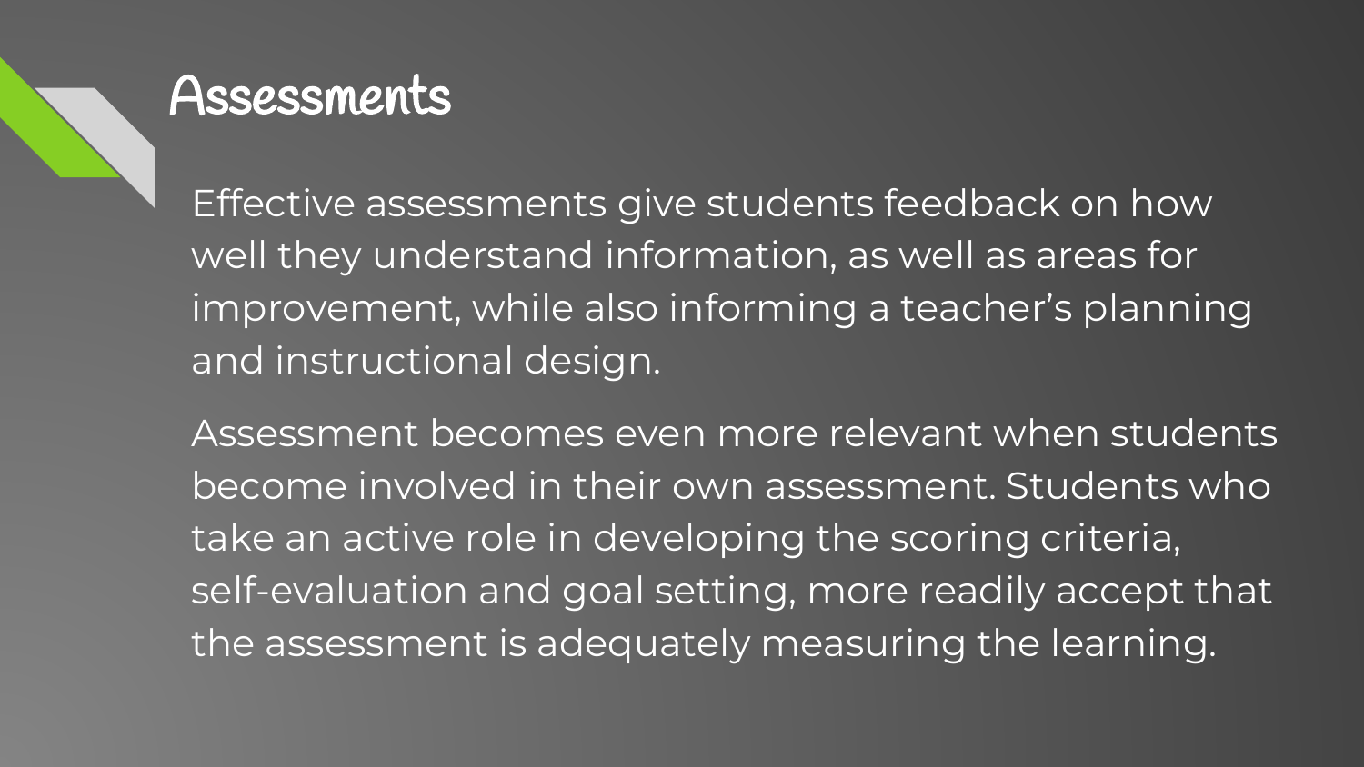# Assessments

Effective assessments give students feedback on how well they understand information, as well as areas for improvement, while also informing a teacher's planning and instructional design.

Assessment becomes even more relevant when students become involved in their own assessment. Students who take an active role in developing the scoring criteria, self-evaluation and goal setting, more readily accept that the assessment is adequately measuring the learning.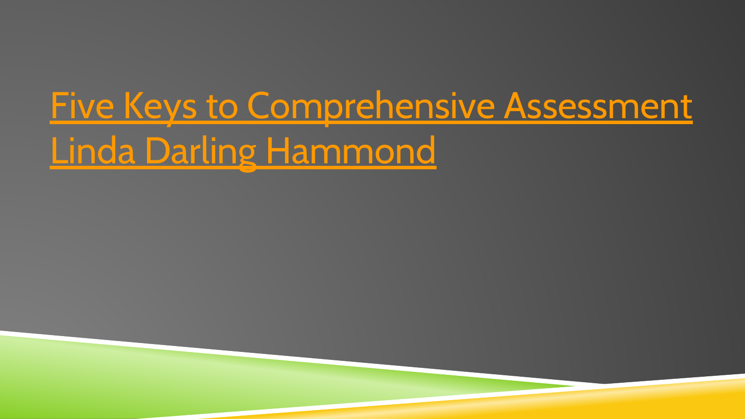# Five Keys to Comprehensive Assessment Linda Darling Hammond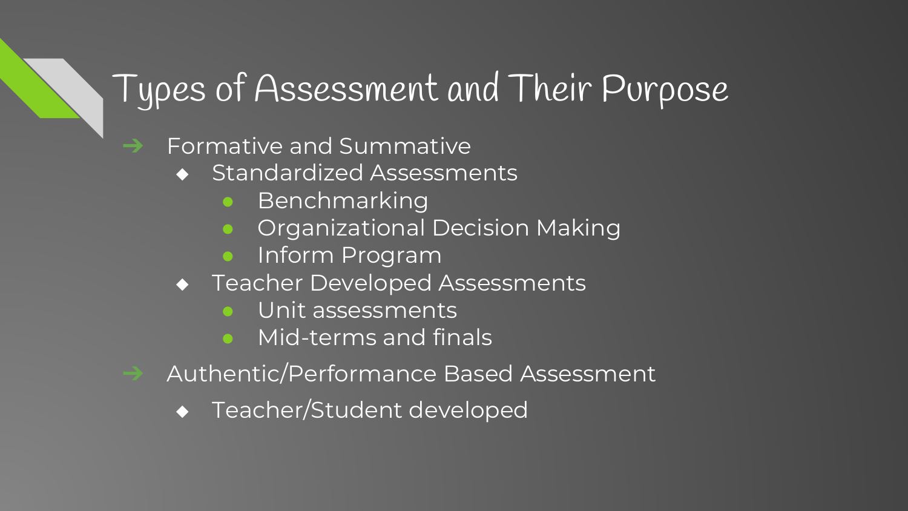# Types of Assessment and Their Purpose

- Formative and Summative
  - Standardized Assessments
    - Benchmarking
    - Organizational Decision Making
    - Inform Program
  - Teacher Developed Assessments
    - Unit assessments
    - Mid-terms and finals
- Authentic/Performance Based Assessment
  - Teacher/Student developed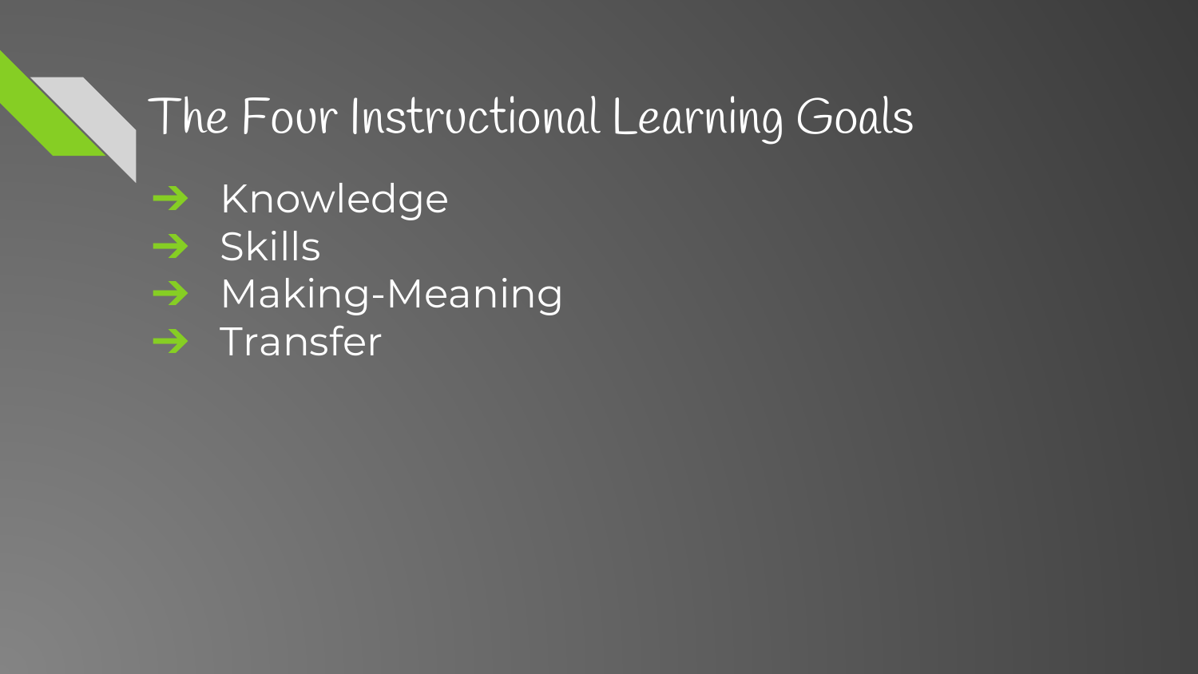# The Four Instructional Learning Goals

- Knowledge
- Skills
- Making-Meaning
- Transfer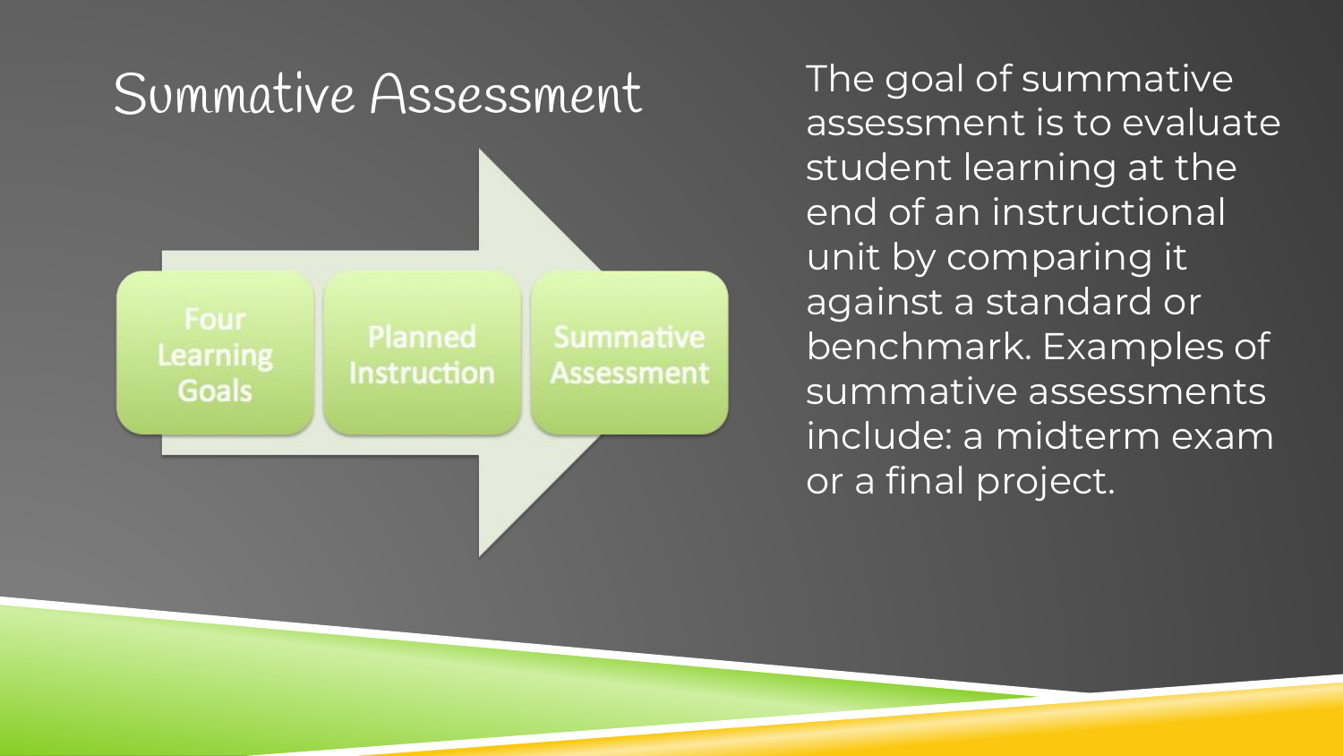# Summative Assessment

Four Learning Goals → Planned Instruction → Summative Assessment

The goal of summative assessment is to evaluate student learning at the end of an instructional unit by comparing it against a standard or benchmark. Examples of summative assessments include: a midterm exam or a final project.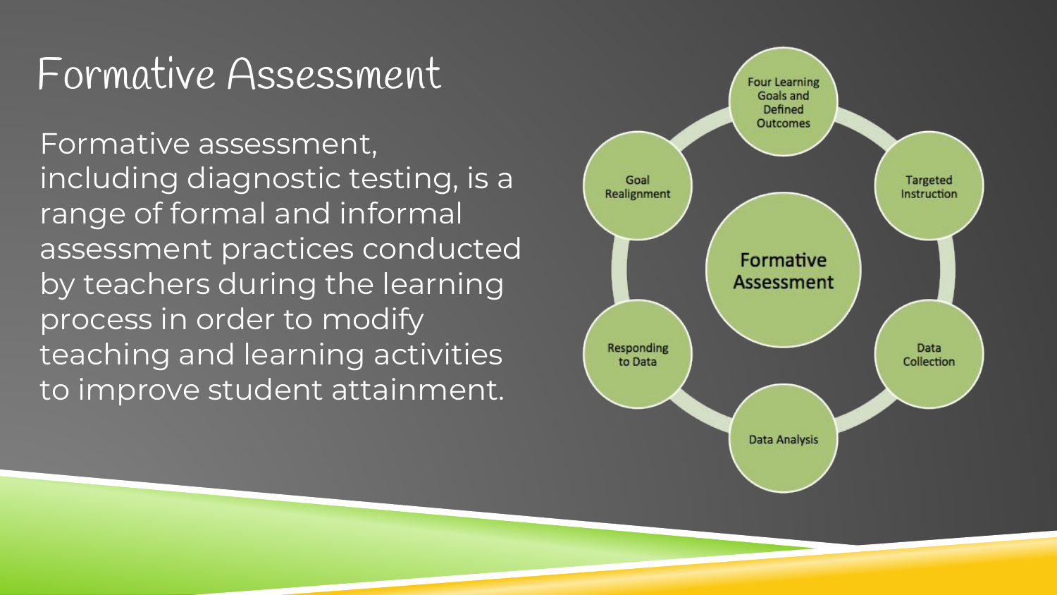# Formative Assessment

Formative assessment, including diagnostic testing, is a range of formal and informal assessment practices conducted by teachers during the learning process in order to modify teaching and learning activities to improve student attainment.

Formative Assessment

- Four Learning Goals and Defined Outcomes
- Targeted Instruction
- Data Collection
- Data Analysis
- Responding to Data
- Goal Realignment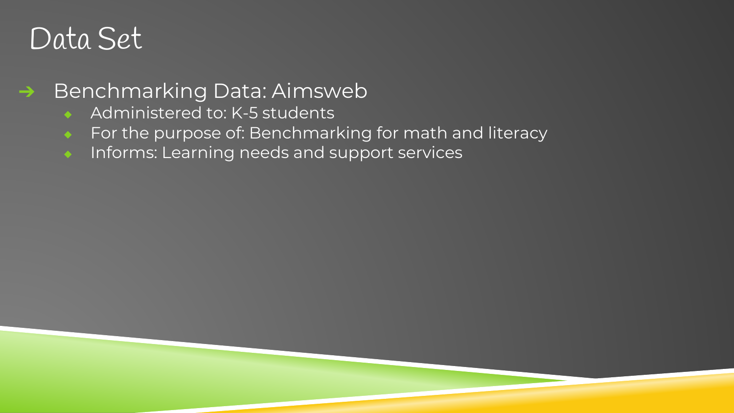# Data Set

- Benchmarking Data: Aimsweb
  - Administered to: K-5 students
  - For the purpose of: Benchmarking for math and literacy
  - Informs: Learning needs and support services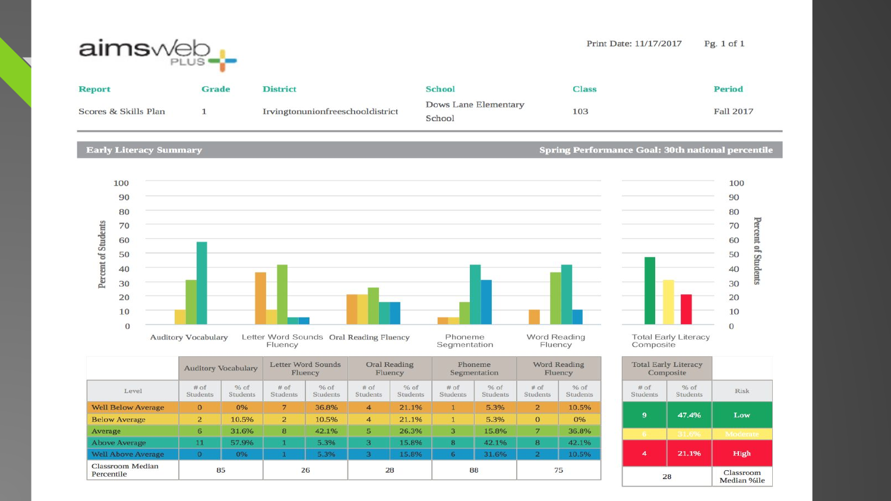aimsweb PLUS

Print Date: 11/17/2017 Pg. 1 of 1

| Report | Grade | District | School | Class | Period |
| --- | --- | --- | --- | --- | --- |
| Scores & Skills Plan | 1 | Irvingtonunionfreeschooldistrict | Dows Lane Elementary School | 103 | Fall 2017 |

## Early Literacy Summary

**Spring Performance Goal: 30th national percentile**

| | Auditory Vocabulary | | Letter Word Sounds Fluency | | Oral Reading Fluency | | Phoneme Segmentation | | Word Reading Fluency | |
| --- | --- | --- | --- | --- | --- | --- | --- | --- | --- | --- |
| Level | # of Students | % of Students | # of Students | % of Students | # of Students | % of Students | # of Students | % of Students | # of Students | % of Students |
| Well Below Average | 0 | 0% | 7 | 36.8% | 4 | 21.1% | 1 | 5.3% | 2 | 10.5% |
| Below Average | 2 | 10.5% | 2 | 10.5% | 4 | 21.1% | 1 | 5.3% | 0 | 0% |
| Average | 6 | 31.6% | 8 | 42.1% | 5 | 26.3% | 3 | 15.8% | 7 | 36.8% |
| Above Average | 11 | 57.9% | 1 | 5.3% | 3 | 15.8% | 8 | 42.1% | 8 | 42.1% |
| Well Above Average | 0 | 0% | 1 | 5.3% | 3 | 15.8% | 6 | 31.6% | 2 | 10.5% |
| Classroom Median Percentile | 85 | | 26 | | 28 | | 88 | | 75 | |

| Total Early Literacy Composite | | |
| --- | --- | --- |
| # of Students | % of Students | Risk |
| 9 | 47.4% | Low |
| 6 | 31.6% | Moderate |
| 4 | 21.1% | High |
| 28 | | Classroom Median %ile |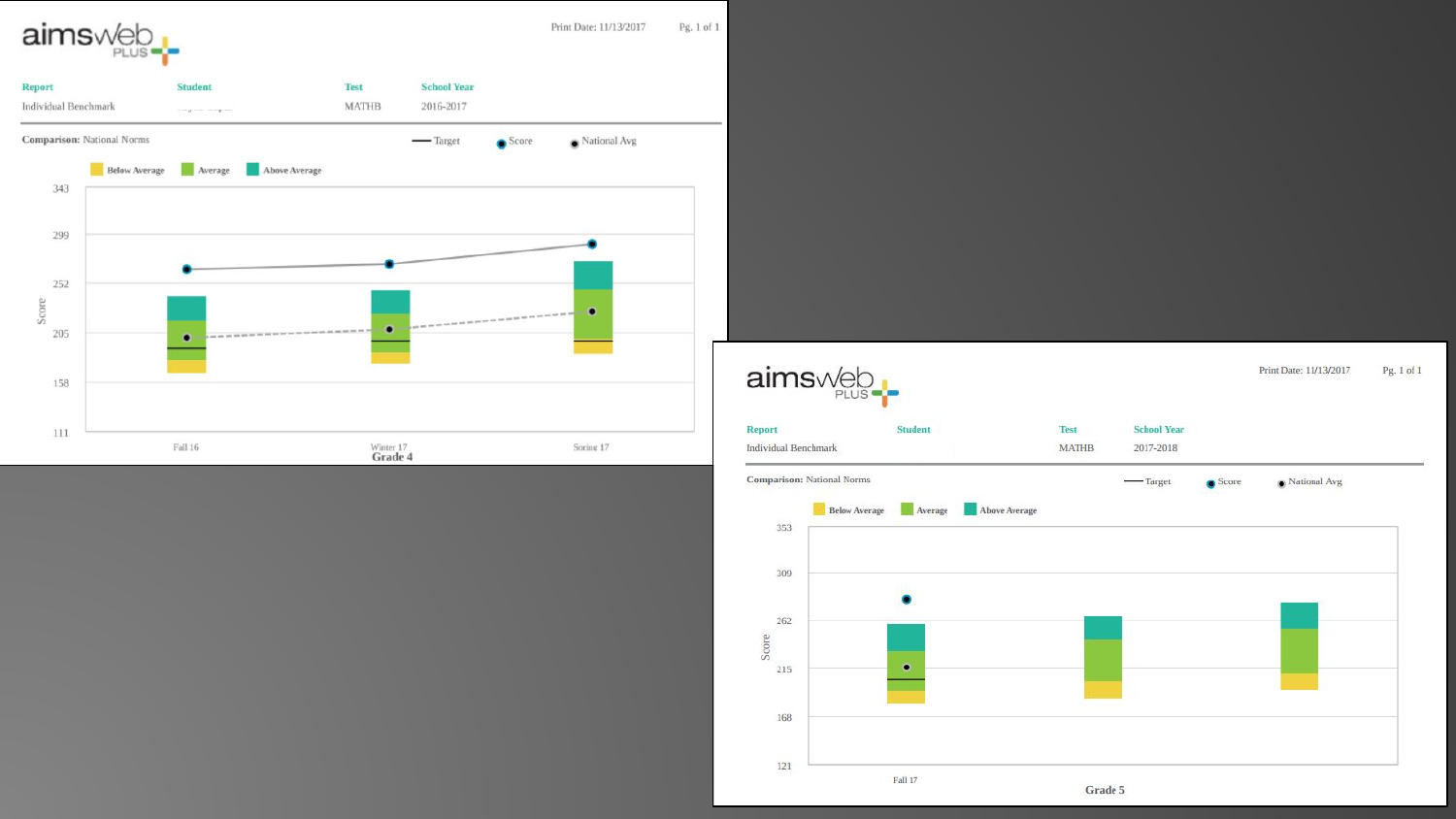aimsweb PLUS

Print Date: 11/13/2017 Pg. 1 of 1

| Report | Student | Test | School Year |
| --- | --- | --- | --- |
| Individual Benchmark | | MATHB | 2016-2017 |

**Comparison:** National Norms

— Target ● Score ● National Avg

Below Average | Average | Above Average

Score: 343, 299, 252, 205, 158, 111

Fall 16 | Winter 17 | Spring 17

**Grade 4**

aimsweb PLUS

Print Date: 11/13/2017 Pg. 1 of 1

| Report | Student | Test | School Year |
| --- | --- | --- | --- |
| Individual Benchmark | | MATHB | 2017-2018 |

**Comparison:** National Norms

— Target ● Score ● National Avg

Below Average | Average | Above Average

Score: 353, 309, 262, 215, 168, 121

Fall 17

**Grade 5**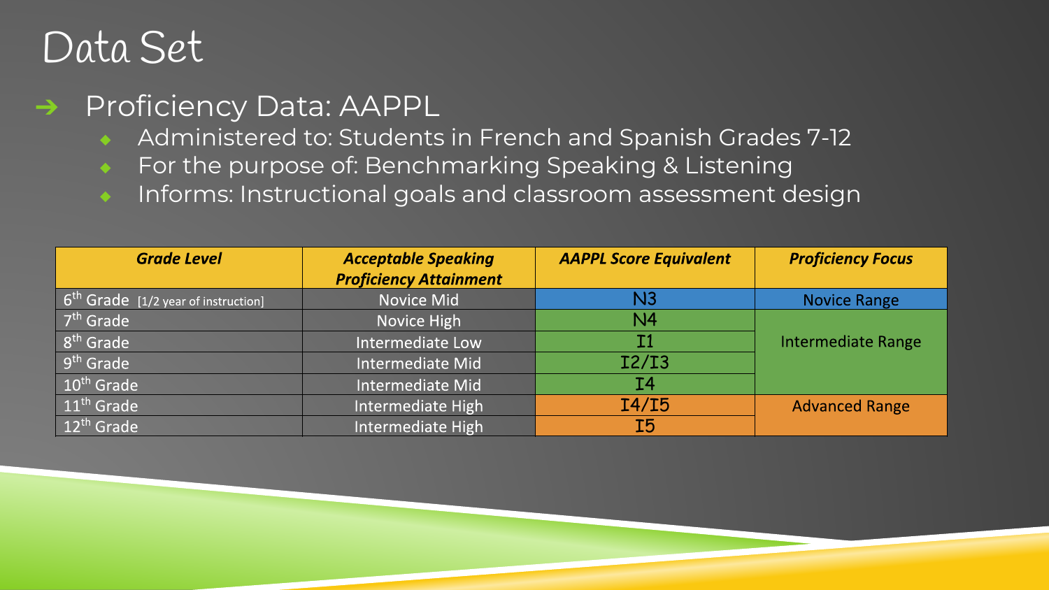# Data Set

- Proficiency Data: AAPPL
  - Administered to: Students in French and Spanish Grades 7-12
  - For the purpose of: Benchmarking Speaking & Listening
  - Informs: Instructional goals and classroom assessment design

| ***Grade Level*** | ***Acceptable Speaking Proficiency Attainment*** | ***AAPPL Score Equivalent*** | ***Proficiency Focus*** |
|---|---|---|---|
| 6th Grade [1/2 year of instruction] | Novice Mid | N3 | Novice Range |
| 7th Grade | Novice High | N4 | Intermediate Range |
| 8th Grade | Intermediate Low | I1 | |
| 9th Grade | Intermediate Mid | I2/I3 | |
| 10th Grade | Intermediate Mid | I4 | |
| 11th Grade | Intermediate High | I4/I5 | Advanced Range |
| 12th Grade | Intermediate High | I5 | |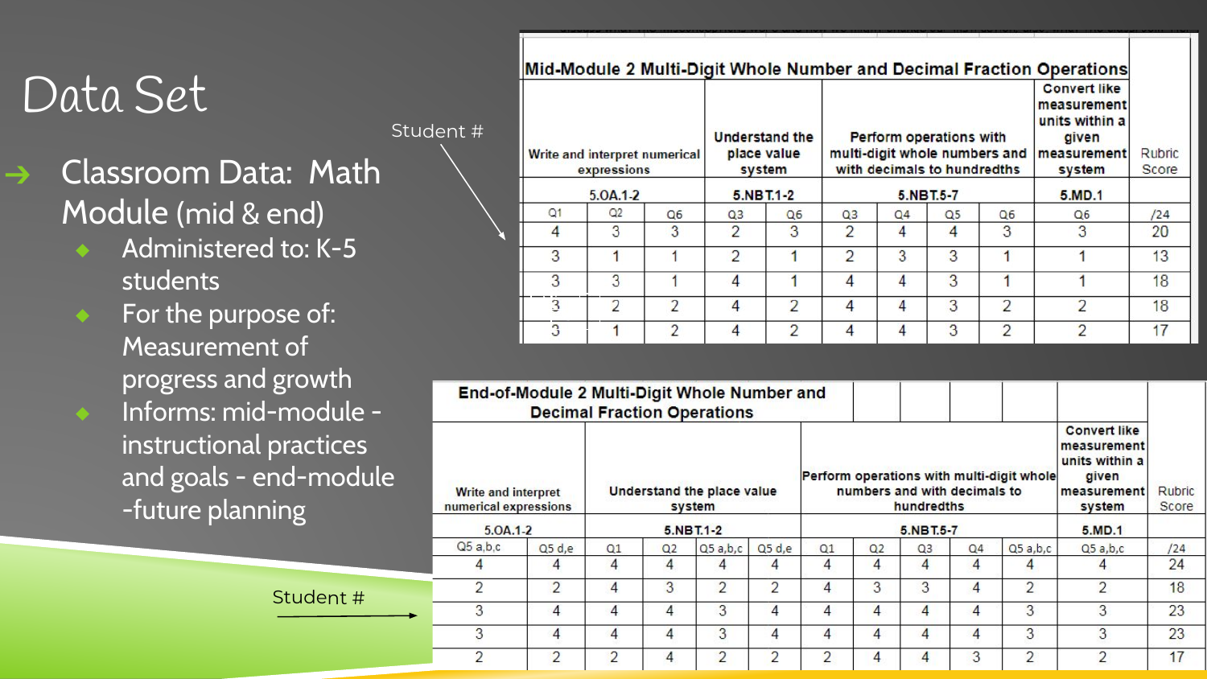# Data Set

- Classroom Data: Math Module (mid & end)
  - Administered to: K-5 students
  - For the purpose of: Measurement of progress and growth
  - Informs: mid-module - instructional practices and goals - end-module -future planning

Student #

| Mid-Module 2 Multi-Digit Whole Number and Decimal Fraction Operations | | | | | | | | | | |
|---|---|---|---|---|---|---|---|---|---|---|
| Write and interpret numerical expressions | | | Understand the place value system | | Perform operations with multi-digit whole numbers and with decimals to hundredths | | | | Convert like measurement units within a given measurement system | Rubric Score |
| 5.OA.1-2 | | | 5.NBT.1-2 | | 5.NBT.5-7 | | | | 5.MD.1 | |
| Q1 | Q2 | Q6 | Q3 | Q6 | Q3 | Q4 | Q5 | Q6 | Q6 | /24 |
| 4 | 3 | 3 | 2 | 3 | 2 | 4 | 4 | 3 | 3 | 20 |
| 3 | 1 | 1 | 2 | 1 | 2 | 3 | 3 | 1 | 1 | 13 |
| 3 | 3 | 1 | 4 | 1 | 4 | 4 | 3 | 1 | 1 | 18 |
| 3 | 2 | 2 | 4 | 2 | 4 | 4 | 3 | 2 | 2 | 18 |
| 3 | 1 | 2 | 4 | 2 | 4 | 4 | 3 | 2 | 2 | 17 |

Student #

| End-of-Module 2 Multi-Digit Whole Number and Decimal Fraction Operations | | | | | | | | | | | | |
|---|---|---|---|---|---|---|---|---|---|---|---|---|
| Write and interpret numerical expressions | | Understand the place value system | | | | Perform operations with multi-digit whole numbers and with decimals to hundredths | | | | | Convert like measurement units within a given measurement system | Rubric Score |
| 5.OA.1-2 | | 5.NBT.1-2 | | | | 5.NBT.5-7 | | | | | 5.MD.1 | |
| Q5 a,b,c | Q5 d,e | Q1 | Q2 | Q5 a,b,c | Q5 d,e | Q1 | Q2 | Q3 | Q4 | Q5 a,b,c | Q5 a,b,c | /24 |
| 4 | 4 | 4 | 4 | 4 | 4 | 4 | 4 | 4 | 4 | 4 | 4 | 24 |
| 2 | 2 | 4 | 3 | 2 | 2 | 4 | 3 | 3 | 4 | 2 | 2 | 18 |
| 3 | 4 | 4 | 4 | 3 | 4 | 4 | 4 | 4 | 4 | 3 | 3 | 23 |
| 3 | 4 | 4 | 4 | 3 | 4 | 4 | 4 | 4 | 4 | 3 | 3 | 23 |
| 2 | 2 | 2 | 4 | 2 | 2 | 2 | 4 | 4 | 3 | 2 | 2 | 17 |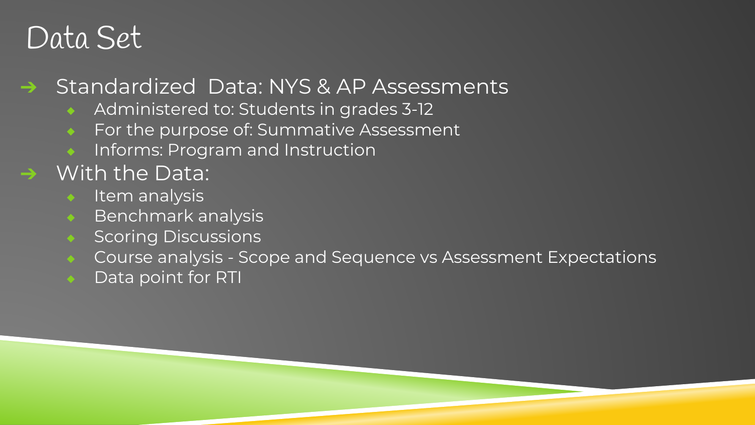# Data Set

- Standardized  Data: NYS & AP Assessments
  - Administered to: Students in grades 3-12
  - For the purpose of: Summative Assessment
  - Informs: Program and Instruction
- With the Data:
  - Item analysis
  - Benchmark analysis
  - Scoring Discussions
  - Course analysis - Scope and Sequence vs Assessment Expectations
  - Data point for RTI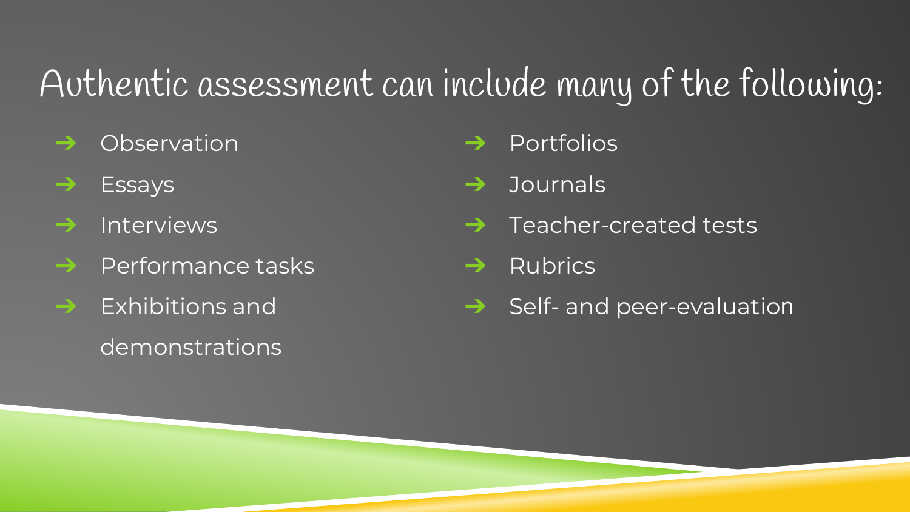# Authentic assessment can include many of the following:

- Observation
- Essays
- Interviews
- Performance tasks
- Exhibitions and demonstrations
- Portfolios
- Journals
- Teacher-created tests
- Rubrics
- Self- and peer-evaluation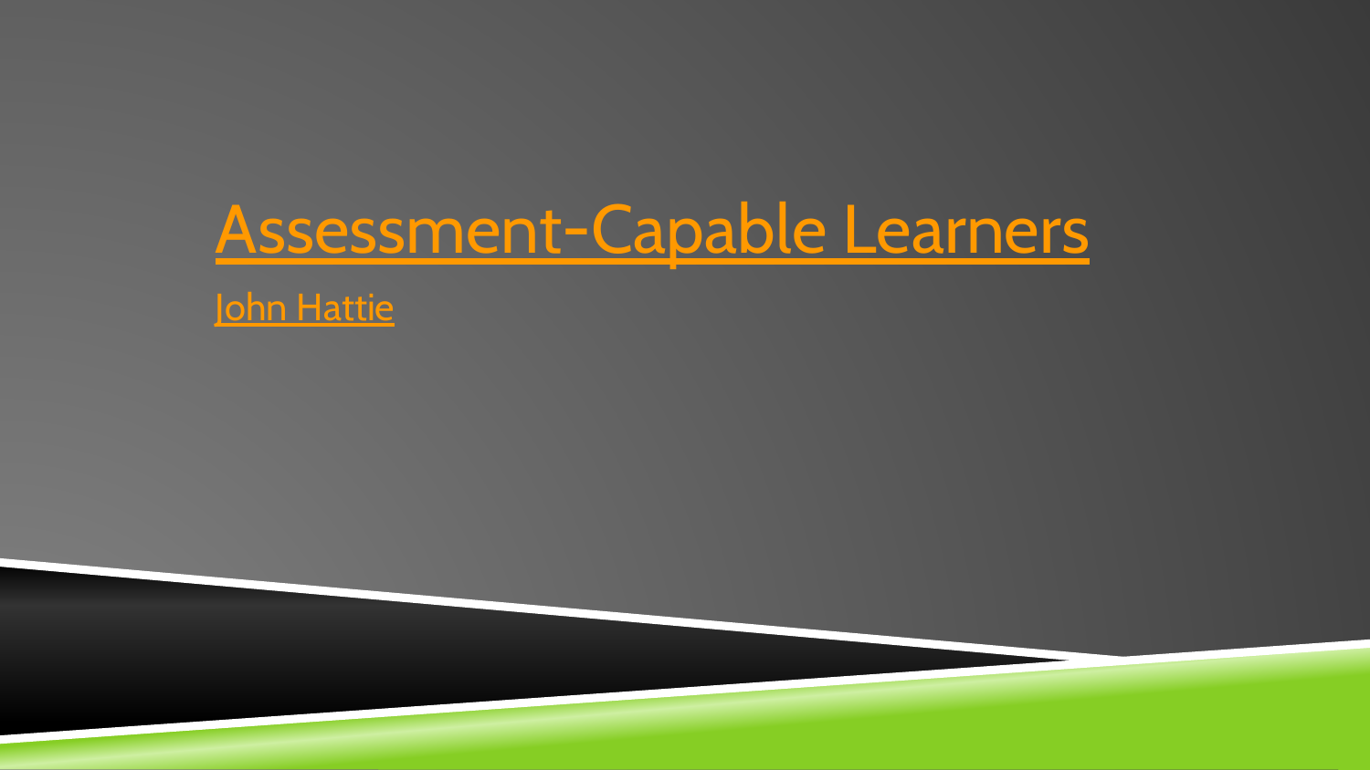# Assessment-Capable Learners

John Hattie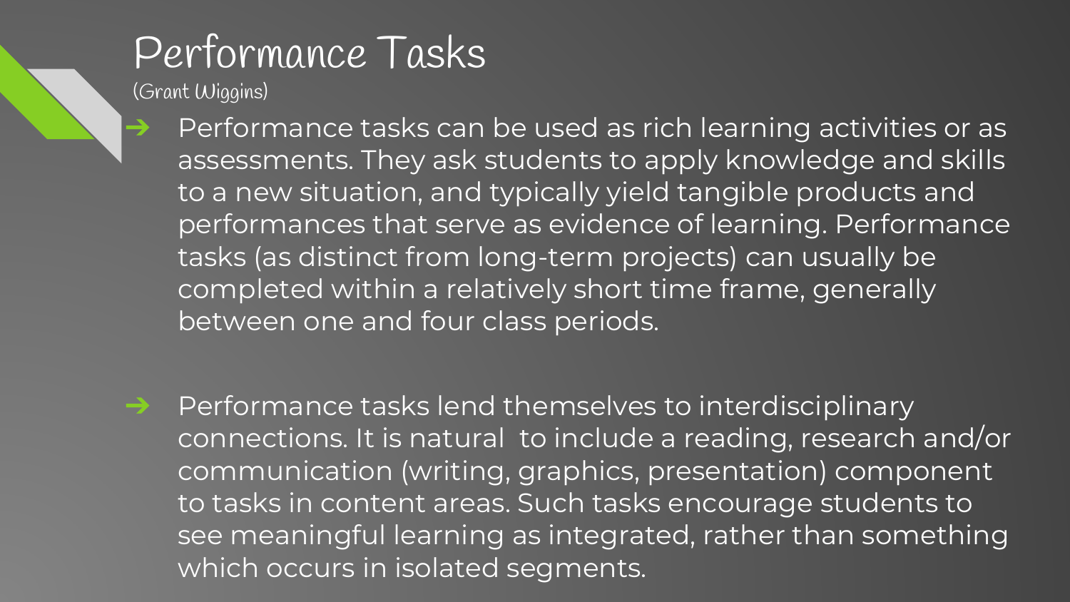# Performance Tasks

(Grant Wiggins)

- Performance tasks can be used as rich learning activities or as assessments. They ask students to apply knowledge and skills to a new situation, and typically yield tangible products and performances that serve as evidence of learning. Performance tasks (as distinct from long-term projects) can usually be completed within a relatively short time frame, generally between one and four class periods.

- Performance tasks lend themselves to interdisciplinary connections. It is natural to include a reading, research and/or communication (writing, graphics, presentation) component to tasks in content areas. Such tasks encourage students to see meaningful learning as integrated, rather than something which occurs in isolated segments.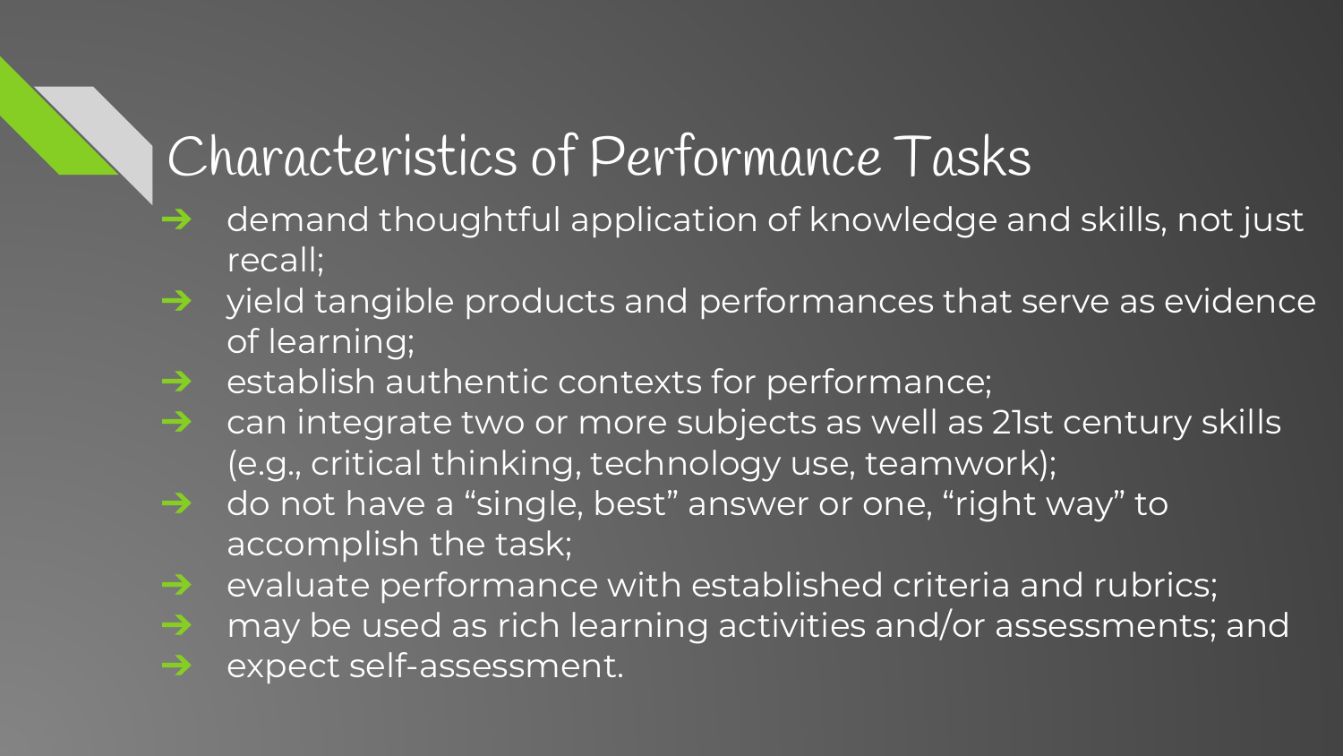# Characteristics of Performance Tasks

- demand thoughtful application of knowledge and skills, not just recall;
- yield tangible products and performances that serve as evidence of learning;
- establish authentic contexts for performance;
- can integrate two or more subjects as well as 21st century skills (e.g., critical thinking, technology use, teamwork);
- do not have a “single, best” answer or one, “right way” to accomplish the task;
- evaluate performance with established criteria and rubrics;
- may be used as rich learning activities and/or assessments; and
- expect self-assessment.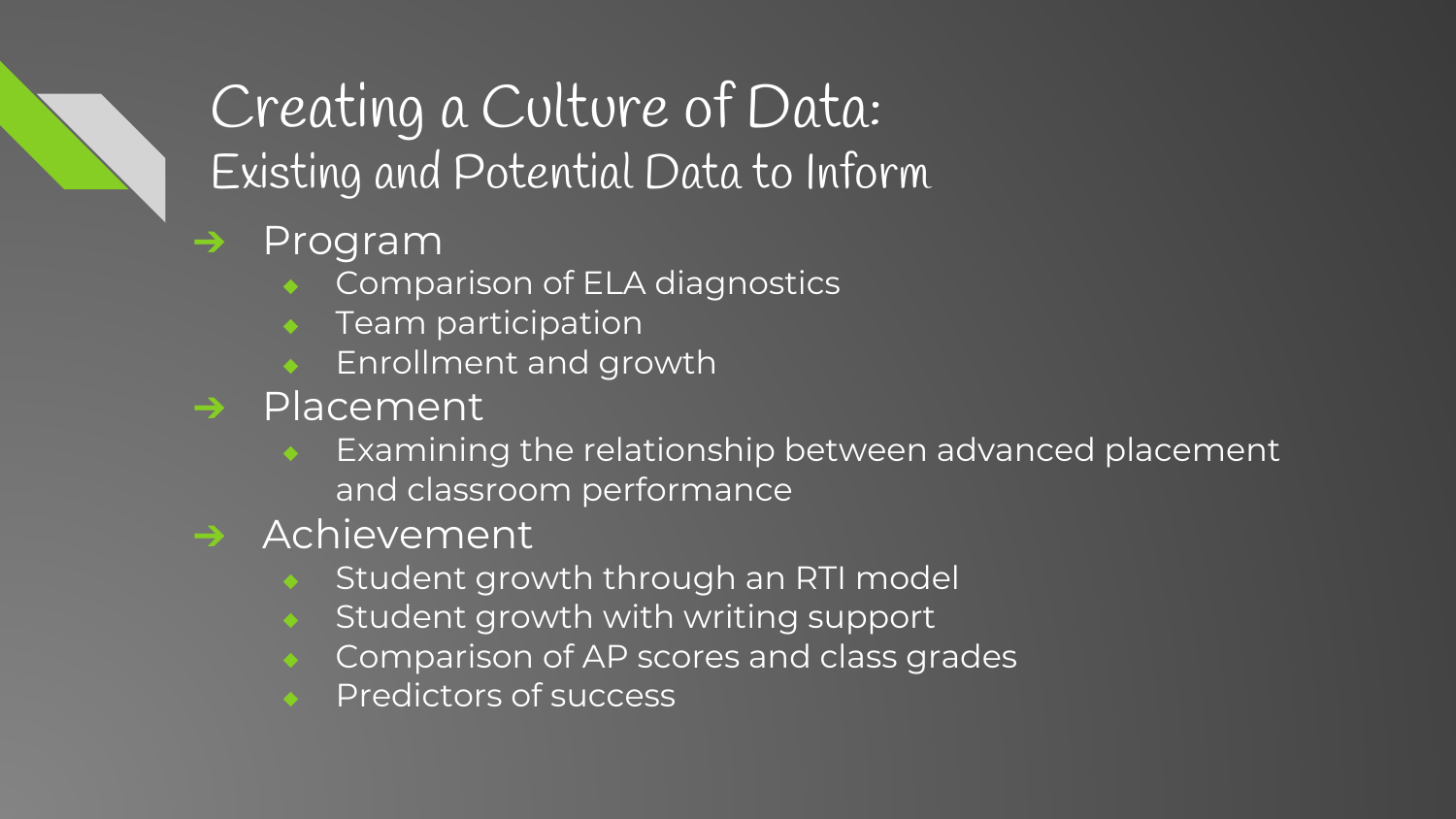# Creating a Culture of Data:
## Existing and Potential Data to Inform

- Program
  - Comparison of ELA diagnostics
  - Team participation
  - Enrollment and growth
- Placement
  - Examining the relationship between advanced placement and classroom performance
- Achievement
  - Student growth through an RTI model
  - Student growth with writing support
  - Comparison of AP scores and class grades
  - Predictors of success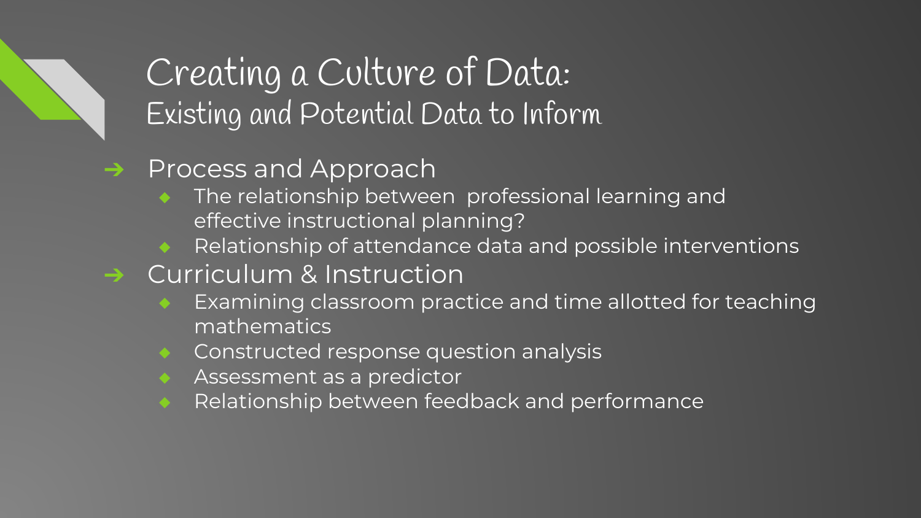# Creating a Culture of Data:

## Existing and Potential Data to Inform

- Process and Approach
  - The relationship between professional learning and effective instructional planning?
  - Relationship of attendance data and possible interventions
- Curriculum & Instruction
  - Examining classroom practice and time allotted for teaching mathematics
  - Constructed response question analysis
  - Assessment as a predictor
  - Relationship between feedback and performance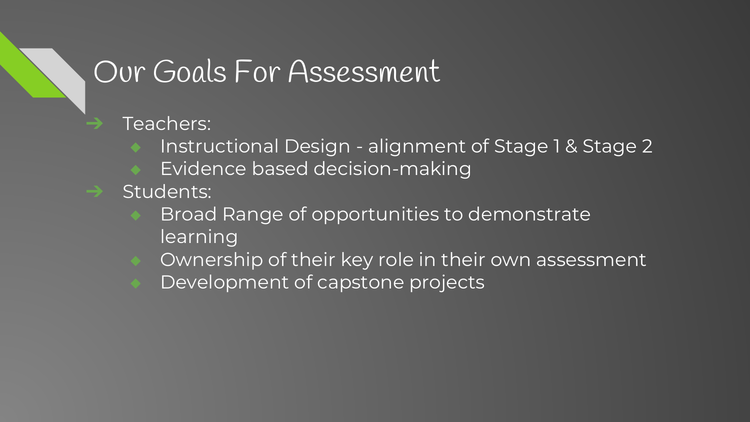# Our Goals For Assessment

- Teachers:
  - Instructional Design - alignment of Stage 1 & Stage 2
  - Evidence based decision-making
- Students:
  - Broad Range of opportunities to demonstrate learning
  - Ownership of their key role in their own assessment
  - Development of capstone projects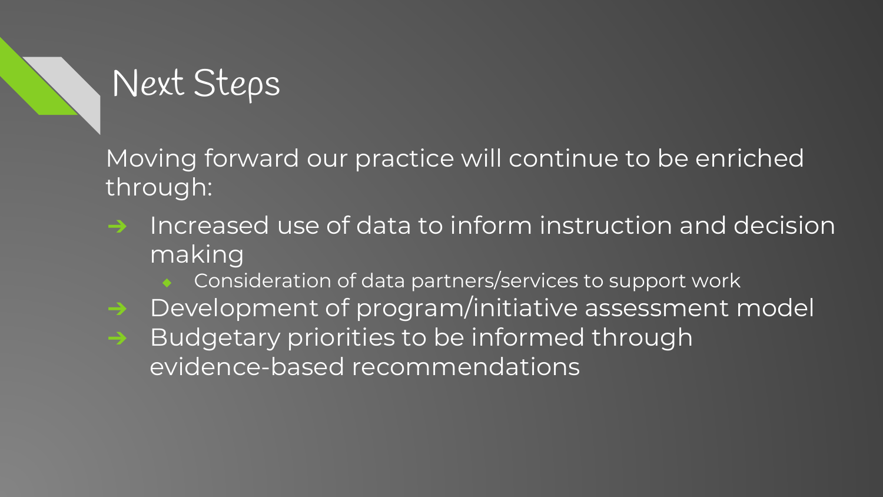# Next Steps

Moving forward our practice will continue to be enriched through:

- Increased use of data to inform instruction and decision making
  - Consideration of data partners/services to support work
- Development of program/initiative assessment model
- Budgetary priorities to be informed through evidence-based recommendations